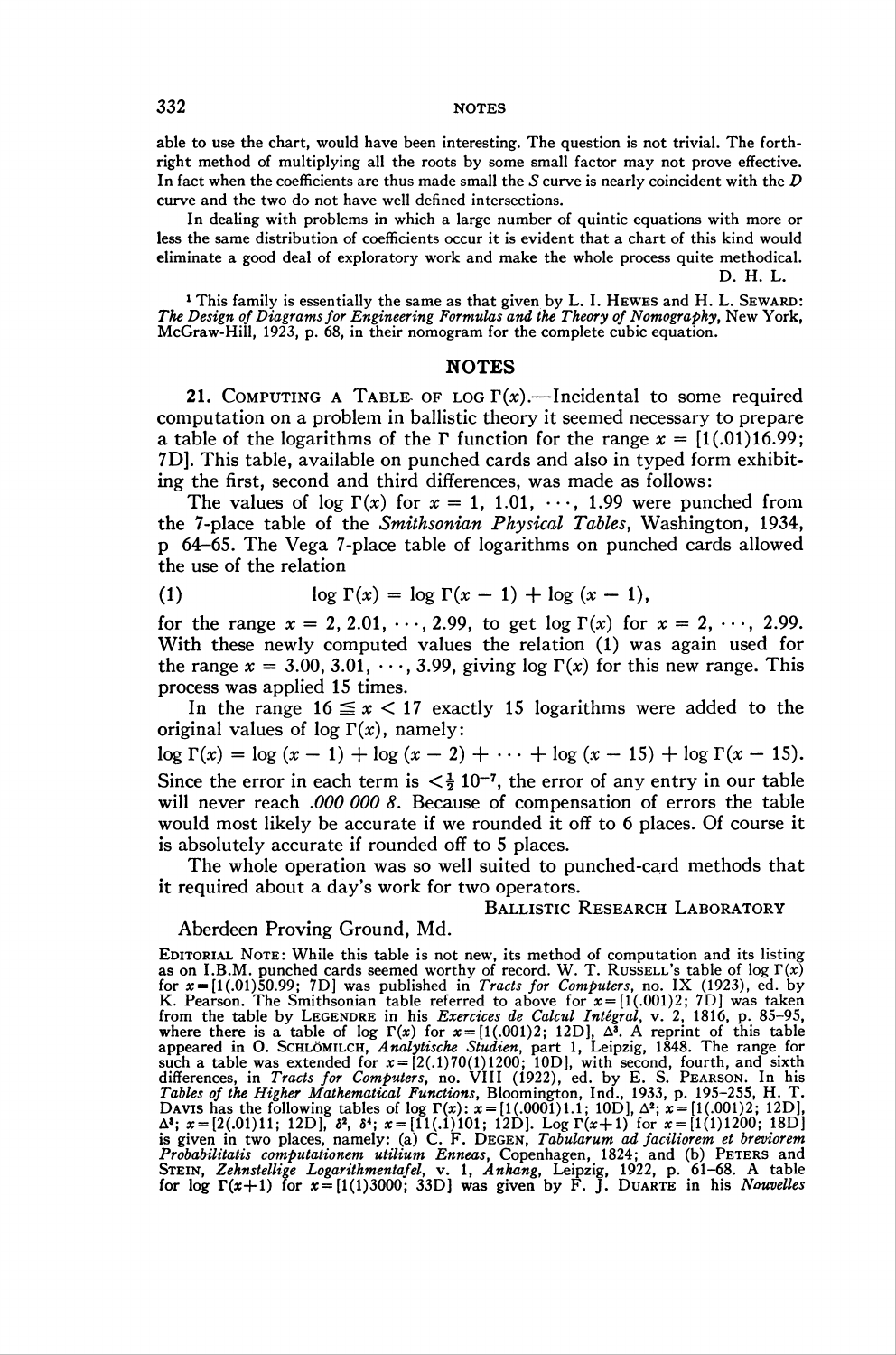able to use the chart, would have been interesting. The question is not trivial. The forthright method of multiplying all the roots by some small factor may not prove effective. In fact when the coefficients are thus made small the $S$ curve is nearly coincident with the $D$ curve and the two do not have well defined intersections.

In dealing with problems in which a large number of quintic equations with more or less the same distribution of coefficients occur it is evident that a chart of this kind would eliminate a good deal of exploratory work and make the whole process quite methodical.

D. H. L.

[1] This family is essentially the same as that given by L. I. HEWES and H. L. SEWARD: *The Design of Diagrams for Engineering Formulas and the Theory of Nomography*, New York, McGraw-Hill, 1923, p. 68, in their nomogram for the complete cubic equation.

## NOTES

**21. COMPUTING A TABLE OF LOG $\Gamma(x)$.**—Incidental to some required computation on a problem in ballistic theory it seemed necessary to prepare a table of the logarithms of the $\Gamma$ function for the range $x = [1(.01)16.99; 7D]$. This table, available on punched cards and also in typed form exhibiting the first, second and third differences, was made as follows:

The values of $\log \Gamma(x)$ for $x = 1, 1.01, \cdots, 1.99$ were punched from the 7-place table of the *Smithsonian Physical Tables*, Washington, 1934, p 64–65. The Vega 7-place table of logarithms on punched cards allowed the use of the relation

$$\log \Gamma(x) = \log \Gamma(x-1) + \log (x-1), \tag{1}$$

for the range $x = 2, 2.01, \cdots, 2.99$, to get $\log \Gamma(x)$ for $x = 2, \cdots, 2.99$. With these newly computed values the relation (1) was again used for the range $x = 3.00, 3.01, \cdots, 3.99$, giving $\log \Gamma(x)$ for this new range. This process was applied 15 times.

In the range $16 \leqq x < 17$ exactly 15 logarithms were added to the original values of $\log \Gamma(x)$, namely:

$$\log \Gamma(x) = \log (x-1) + \log (x-2) + \cdots + \log (x-15) + \log \Gamma(x-15).$$

Since the error in each term is $< \frac{1}{2} 10^{-7}$, the error of any entry in our table will never reach *.000 000 8*. Because of compensation of errors the table would most likely be accurate if we rounded it off to 6 places. Of course it is absolutely accurate if rounded off to 5 places.

The whole operation was so well suited to punched-card methods that it required about a day's work for two operators.

BALLISTIC RESEARCH LABORATORY
Aberdeen Proving Ground, Md.

EDITORIAL NOTE: While this table is not new, its method of computation and its listing as on I.B.M. punched cards seemed worthy of record. W. T. RUSSELL's table of $\log \Gamma(x)$ for $x = [1(.01)50.99; 7D]$ was published in *Tracts for Computers*, no. IX (1923), ed. by K. Pearson. The Smithsonian table referred to above for $x = [1(.001)2; 7D]$ was taken from the table by LEGENDRE in his *Exercices de Calcul Intégral*, v. 2, 1816, p. 85–95, where there is a table of $\log \Gamma(x)$ for $x = [1(.001)2; 12D]$, $\Delta^3$. A reprint of this table appeared in O. SCHLÖMILCH, *Analytische Studien*, part 1, Leipzig, 1848. The range for such a table was extended for $x = [2(.1)70(1)1200; 10D]$, with second, fourth, and sixth differences, in *Tracts for Computers*, no. VIII (1922), ed. by E. S. PEARSON. In his *Tables of the Higher Mathematical Functions*, Bloomington, Ind., 1933, p. 195–255, H. T. DAVIS has the following tables of $\log \Gamma(x)$: $x = [1(.0001)1.1; 10D]$, $\Delta^2$; $x = [1(.001)2; 12D]$, $\Delta^3$; $x = [2(.01)11; 12D]$, $\delta^2$, $\delta^4$; $x = [11(.1)101; 12D]$. $\log \Gamma(x+1)$ for $x = [1(1)1200; 18D]$ is given in two places, namely: (a) C. F. DEGEN, *Tabularum ad faciliorem et breviorem Probabilitatis computationem utilium Enneas*, Copenhagen, 1824; and (b) PETERS and STEIN, *Zehnstellige Logarithmentafel*, v. 1, *Anhang*, Leipzig, 1922, p. 61–68. A table for $\log \Gamma(x+1)$ for $x = [1(1)3000; 33D]$ was given by F. J. DUARTE in his *Nouvelles*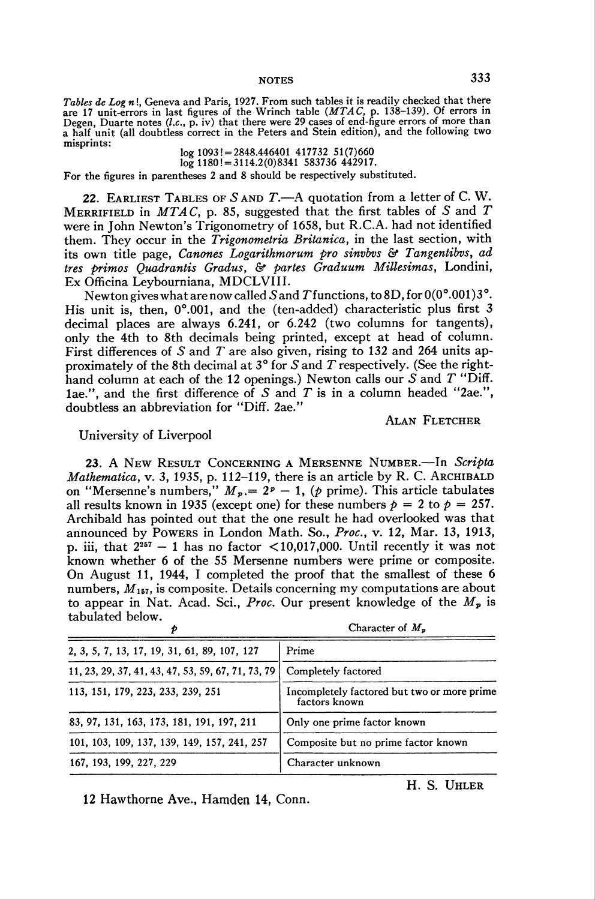*Tables de Log n!*, Geneva and Paris, 1927. From such tables it is readily checked that there are 17 unit-errors in last figures of the Wrinch table (*MTAC*, p. 138–139). Of errors in Degen, Duarte notes (*l.c.*, p. iv) that there were 29 cases of end-figure errors of more than a half unit (all doubtless correct in the Peters and Stein edition), and the following two misprints:

$$\log 1093! = 2848.446401\ 417732\ 51(7)660$$
$$\log 1180! = 3114.2(0)8341\ 583736\ 442917.$$

For the figures in parentheses 2 and 8 should be respectively substituted.

22. Earliest Tables of $S$ and $T$.—A quotation from a letter of C. W. Merrifield in *MTAC*, p. 85, suggested that the first tables of $S$ and $T$ were in John Newton's Trigonometry of 1658, but R.C.A. had not identified them. They occur in the *Trigonometria Britanica*, in the last section, with its own title page, *Canones Logarithmorum pro sinvbvs & Tangentibvs, ad tres primos Quadrantis Gradus, & partes Graduum Millesimas*, Londini, Ex Officina Leybourniana, MDCLVIII.

Newton gives what are now called $S$ and $T$ functions, to 8D, for $0(0°.001)3°$. His unit is, then, $0°.001$, and the (ten-added) characteristic plus first 3 decimal places are always 6.241, or 6.242 (two columns for tangents), only the 4th to 8th decimals being printed, except at head of column. First differences of $S$ and $T$ are also given, rising to 132 and 264 units approximately of the 8th decimal at 3° for $S$ and $T$ respectively. (See the right-hand column at each of the 12 openings.) Newton calls our $S$ and $T$ "Diff. 1ae.", and the first difference of $S$ and $T$ is in a column headed "2ae.", doubtless an abbreviation for "Diff. 2ae."

Alan Fletcher

University of Liverpool

23. A New Result Concerning a Mersenne Number.—In *Scripta Mathematica*, v. 3, 1935, p. 112–119, there is an article by R. C. Archibald on "Mersenne's numbers," $M_p = 2^p - 1$, ($p$ prime). This article tabulates all results known in 1935 (except one) for these numbers $p = 2$ to $p = 257$. Archibald has pointed out that the one result he had overlooked was that announced by Powers in London Math. So., *Proc.*, v. 12, Mar. 13, 1913, p. iii, that $2^{257} - 1$ has no factor $< 10{,}017{,}000$. Until recently it was not known whether 6 of the 55 Mersenne numbers were prime or composite. On August 11, 1944, I completed the proof that the smallest of these 6 numbers, $M_{157}$, is composite. Details concerning my computations are about to appear in Nat. Acad. Sci., *Proc.* Our present knowledge of the $M_p$ is tabulated below.

| $p$ | Character of $M_p$ |
|---|---|
| 2, 3, 5, 7, 13, 17, 19, 31, 61, 89, 107, 127 | Prime |
| 11, 23, 29, 37, 41, 43, 47, 53, 59, 67, 71, 73, 79 | Completely factored |
| 113, 151, 179, 223, 233, 239, 251 | Incompletely factored but two or more prime factors known |
| 83, 97, 131, 163, 173, 181, 191, 197, 211 | Only one prime factor known |
| 101, 103, 109, 137, 139, 149, 157, 241, 257 | Composite but no prime factor known |
| 167, 193, 199, 227, 229 | Character unknown |

H. S. Uhler

12 Hawthorne Ave., Hamden 14, Conn.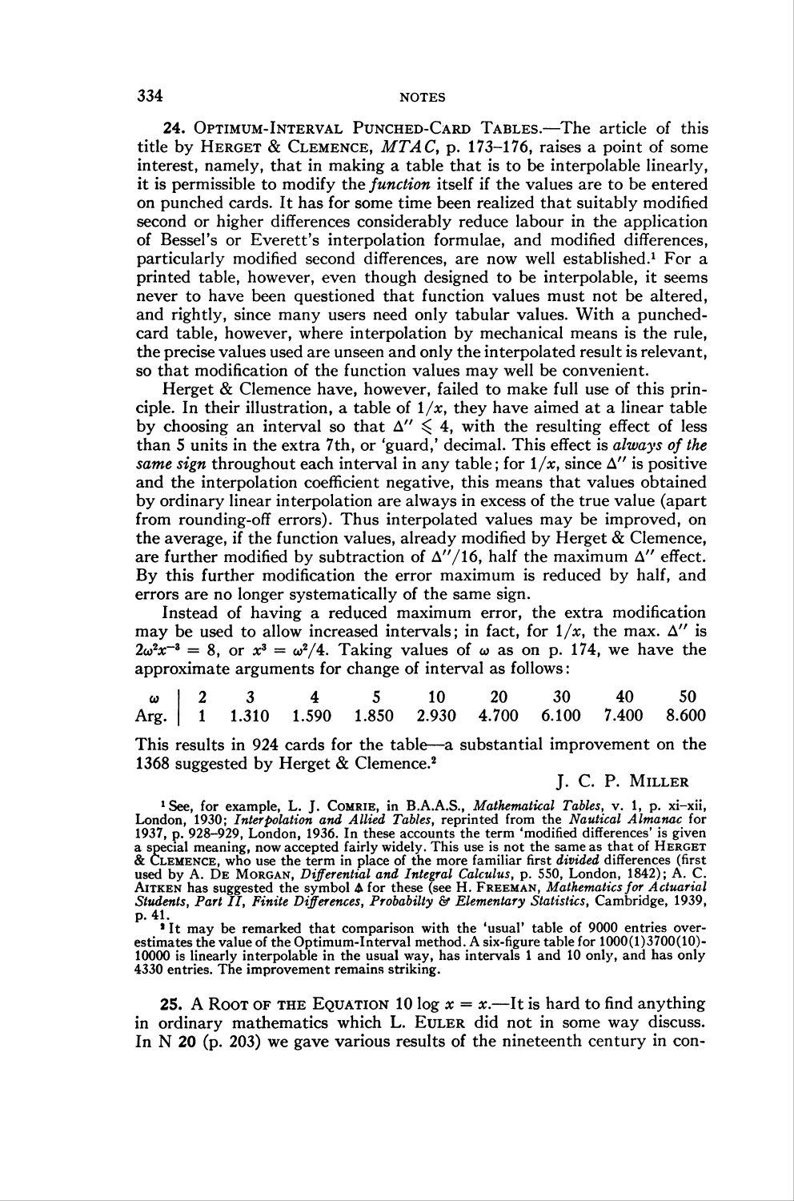**24. Optimum-Interval Punched-Card Tables.**—The article of this title by Herget & Clemence, *MTAC*, p. 173–176, raises a point of some interest, namely, that in making a table that is to be interpolable linearly, it is permissible to modify the *function* itself if the values are to be entered on punched cards. It has for some time been realized that suitably modified second or higher differences considerably reduce labour in the application of Bessel's or Everett's interpolation formulae, and modified differences, particularly modified second differences, are now well established.[1] For a printed table, however, even though designed to be interpolable, it seems never to have been questioned that function values must not be altered, and rightly, since many users need only tabular values. With a punched-card table, however, where interpolation by mechanical means is the rule, the precise values used are unseen and only the interpolated result is relevant, so that modification of the function values may well be convenient.

Herget & Clemence have, however, failed to make full use of this principle. In their illustration, a table of $1/x$, they have aimed at a linear table by choosing an interval so that $\Delta'' \leqslant 4$, with the resulting effect of less than 5 units in the extra 7th, or 'guard,' decimal. This effect is *always of the same sign* throughout each interval in any table; for $1/x$, since $\Delta''$ is positive and the interpolation coefficient negative, this means that values obtained by ordinary linear interpolation are always in excess of the true value (apart from rounding-off errors). Thus interpolated values may be improved, on the average, if the function values, already modified by Herget & Clemence, are further modified by subtraction of $\Delta''/16$, half the maximum $\Delta''$ effect. By this further modification the error maximum is reduced by half, and errors are no longer systematically of the same sign.

Instead of having a reduced maximum error, the extra modification may be used to allow increased intervals; in fact, for $1/x$, the max. $\Delta''$ is $2\omega^2x^{-3} = 8$, or $x^3 = \omega^2/4$. Taking values of $\omega$ as on p. 174, we have the approximate arguments for change of interval as follows:

| $\omega$ | 2 | 3 | 4 | 5 | 10 | 20 | 30 | 40 | 50 |
|---|---|---|---|---|---|---|---|---|---|
| Arg. | 1 | 1.310 | 1.590 | 1.850 | 2.930 | 4.700 | 6.100 | 7.400 | 8.600 |

This results in 924 cards for the table—a substantial improvement on the 1368 suggested by Herget & Clemence.[2]

J. C. P. Miller

[1] See, for example, L. J. Comrie, in B.A.A.S., *Mathematical Tables*, v. 1, p. xi–xii, London, 1930; *Interpolation and Allied Tables*, reprinted from the *Nautical Almanac* for 1937, p. 928–929, London, 1936. In these accounts the term 'modified differences' is given a special meaning, now accepted fairly widely. This use is not the same as that of Herget & Clemence, who use the term in place of the more familiar first *divided* differences (first used by A. De Morgan, *Differential and Integral Calculus*, p. 550, London, 1842); A. C. Aitken has suggested the symbol $\blacktriangle$ for these (see H. Freeman, *Mathematics for Actuarial Students, Part II, Finite Differences, Probabilty & Elementary Statistics*, Cambridge, 1939, p. 41.

[2] It may be remarked that comparison with the 'usual' table of 9000 entries overestimates the value of the Optimum-Interval method. A six-figure table for 1000(1)3700(10)-10000 is linearly interpolable in the usual way, has intervals 1 and 10 only, and has only 4330 entries. The improvement remains striking.

**25. A Root of the Equation $10 \log x = x$.**—It is hard to find anything in ordinary mathematics which L. Euler did not in some way discuss. In N **20** (p. 203) we gave various results of the nineteenth century in con-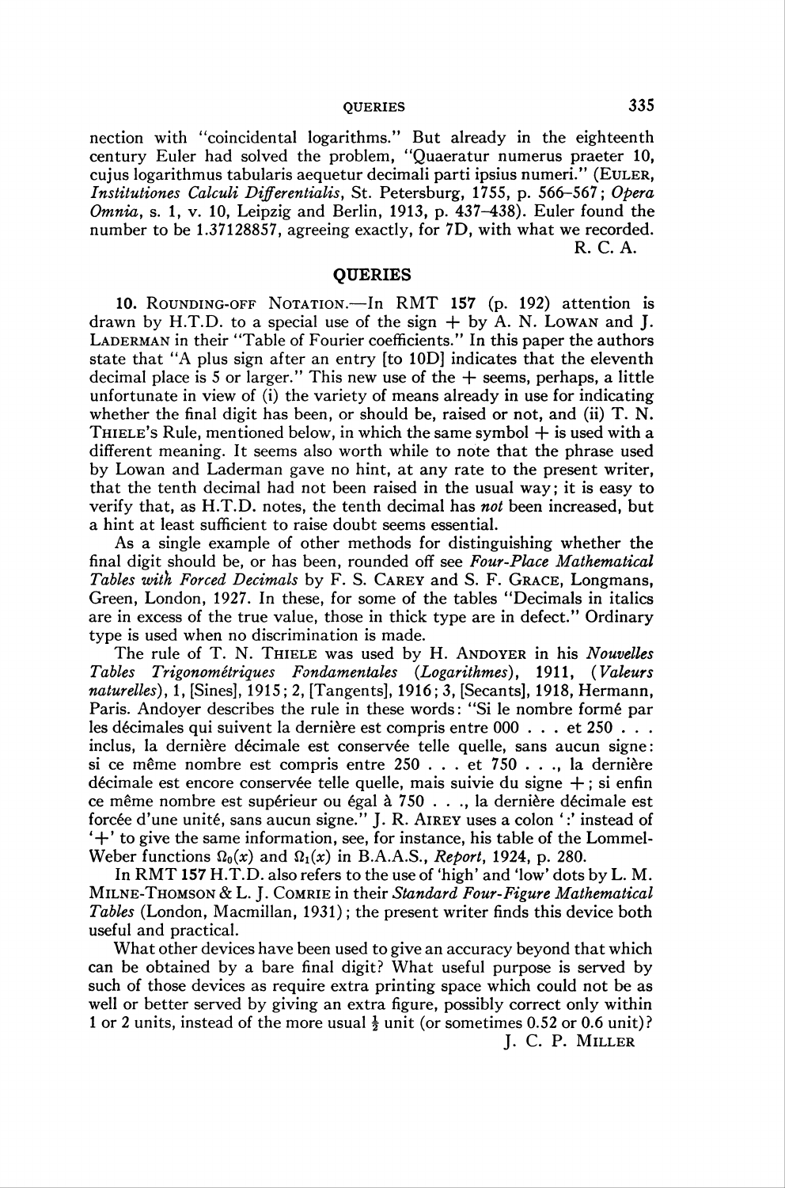nection with "coincidental logarithms." But already in the eighteenth century Euler had solved the problem, "Quaeratur numerus praeter 10, cujus logarithmus tabularis aequetur decimali parti ipsius numeri." (EULER, *Institutiones Calculi Differentialis*, St. Petersburg, 1755, p. 566–567; *Opera Omnia*, s. 1, v. 10, Leipzig and Berlin, 1913, p. 437–438). Euler found the number to be 1.37128857, agreeing exactly, for 7D, with what we recorded.

R. C. A.

## QUERIES

**10.** ROUNDING-OFF NOTATION.—In RMT **157** (p. 192) attention is drawn by H.T.D. to a special use of the sign + by A. N. LOWAN and J. LADERMAN in their "Table of Fourier coefficients." In this paper the authors state that "A plus sign after an entry [to 10D] indicates that the eleventh decimal place is 5 or larger." This new use of the + seems, perhaps, a little unfortunate in view of (i) the variety of means already in use for indicating whether the final digit has been, or should be, raised or not, and (ii) T. N. THIELE's Rule, mentioned below, in which the same symbol + is used with a different meaning. It seems also worth while to note that the phrase used by Lowan and Laderman gave no hint, at any rate to the present writer, that the tenth decimal had not been raised in the usual way; it is easy to verify that, as H.T.D. notes, the tenth decimal has *not* been increased, but a hint at least sufficient to raise doubt seems essential.

As a single example of other methods for distinguishing whether the final digit should be, or has been, rounded off see *Four-Place Mathematical Tables with Forced Decimals* by F. S. CAREY and S. F. GRACE, Longmans, Green, London, 1927. In these, for some of the tables "Decimals in italics are in excess of the true value, those in thick type are in defect." Ordinary type is used when no discrimination is made.

The rule of T. N. THIELE was used by H. ANDOYER in his *Nouvelles Tables Trigonométriques Fondamentales (Logarithmes)*, 1911, (*Valeurs naturelles*), 1, [Sines], 1915; 2, [Tangents], 1916; 3, [Secants], 1918, Hermann, Paris. Andoyer describes the rule in these words: "Si le nombre formé par les décimales qui suivent la dernière est compris entre 000 . . . et 250 . . . inclus, la dernière décimale est conservée telle quelle, sans aucun signe: si ce même nombre est compris entre 250 . . . et 750 . . ., la dernière décimale est encore conservée telle quelle, mais suivie du signe +; si enfin ce même nombre est supérieur ou égal à 750 . . ., la dernière décimale est forcée d'une unité, sans aucun signe." J. R. AIREY uses a colon ':' instead of '+' to give the same information, see, for instance, his table of the Lommel-Weber functions $\Omega_0(x)$ and $\Omega_1(x)$ in B.A.A.S., *Report*, 1924, p. 280.

In RMT **157** H.T.D. also refers to the use of 'high' and 'low' dots by L. M. MILNE-THOMSON & L. J. COMRIE in their *Standard Four-Figure Mathematical Tables* (London, Macmillan, 1931); the present writer finds this device both useful and practical.

What other devices have been used to give an accuracy beyond that which can be obtained by a bare final digit? What useful purpose is served by such of those devices as require extra printing space which could not be as well or better served by giving an extra figure, possibly correct only within 1 or 2 units, instead of the more usual $\frac{1}{2}$ unit (or sometimes 0.52 or 0.6 unit)?

J. C. P. MILLER